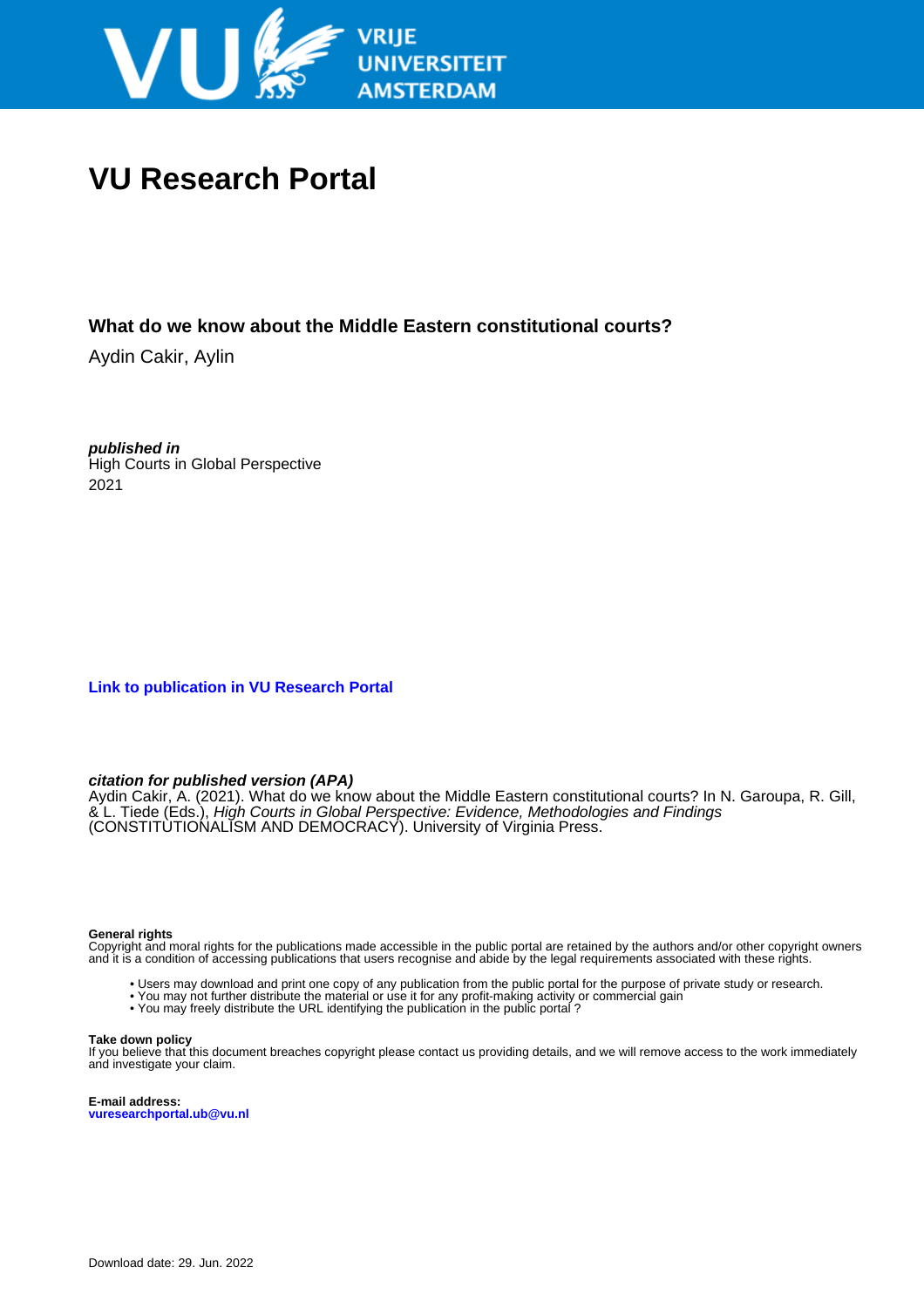# VU Research Portal

**What do we know about the Middle Eastern constitutional courts?**

Aydin Cakir, Aylin

***published in***
High Courts in Global Perspective
2021

**Link to publication in VU Research Portal**

***citation for published version (APA)***
Aydin Cakir, A. (2021). What do we know about the Middle Eastern constitutional courts? In N. Garoupa, R. Gill, & L. Tiede (Eds.), *High Courts in Global Perspective: Evidence, Methodologies and Findings* (CONSTITUTIONALISM AND DEMOCRACY). University of Virginia Press.

**General rights**
Copyright and moral rights for the publications made accessible in the public portal are retained by the authors and/or other copyright owners and it is a condition of accessing publications that users recognise and abide by the legal requirements associated with these rights.

- Users may download and print one copy of any publication from the public portal for the purpose of private study or research.
- You may not further distribute the material or use it for any profit-making activity or commercial gain
- You may freely distribute the URL identifying the publication in the public portal ?

**Take down policy**
If you believe that this document breaches copyright please contact us providing details, and we will remove access to the work immediately and investigate your claim.

**E-mail address:**
**vuresearchportal.ub@vu.nl**

Download date: 29. Jun. 2022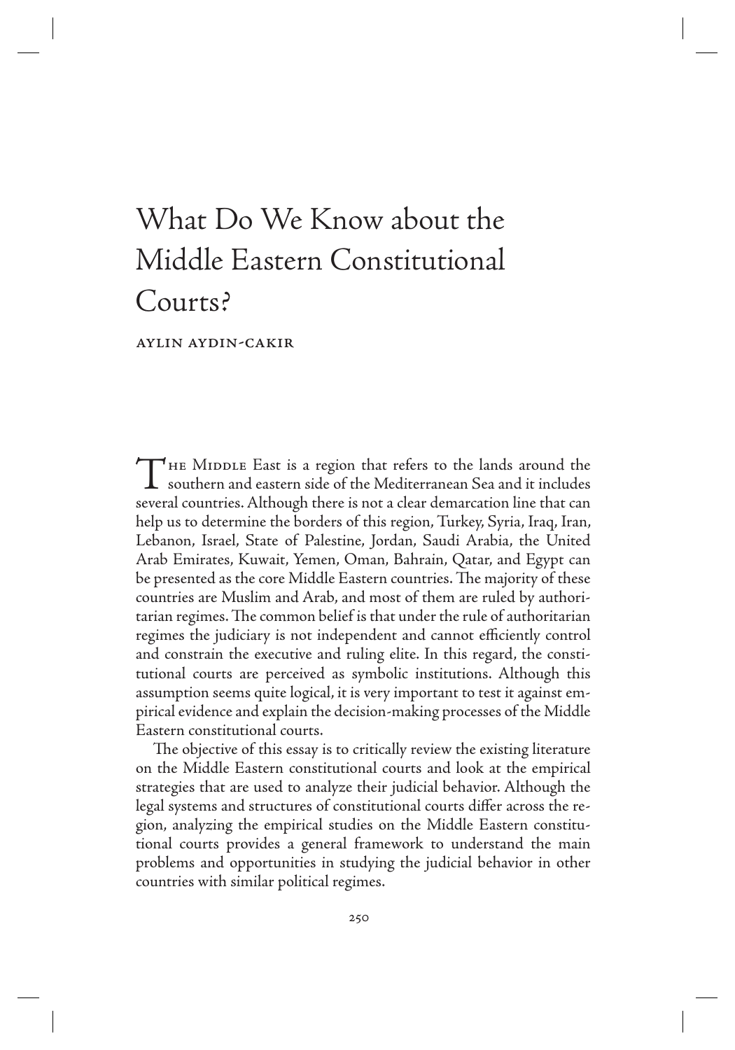# What Do We Know about the Middle Eastern Constitutional Courts?

AYLIN AYDIN-CAKIR

THE MIDDLE East is a region that refers to the lands around the southern and eastern side of the Mediterranean Sea and it includes several countries. Although there is not a clear demarcation line that can help us to determine the borders of this region, Turkey, Syria, Iraq, Iran, Lebanon, Israel, State of Palestine, Jordan, Saudi Arabia, the United Arab Emirates, Kuwait, Yemen, Oman, Bahrain, Qatar, and Egypt can be presented as the core Middle Eastern countries. The majority of these countries are Muslim and Arab, and most of them are ruled by authoritarian regimes. The common belief is that under the rule of authoritarian regimes the judiciary is not independent and cannot efficiently control and constrain the executive and ruling elite. In this regard, the constitutional courts are perceived as symbolic institutions. Although this assumption seems quite logical, it is very important to test it against empirical evidence and explain the decision-making processes of the Middle Eastern constitutional courts.

The objective of this essay is to critically review the existing literature on the Middle Eastern constitutional courts and look at the empirical strategies that are used to analyze their judicial behavior. Although the legal systems and structures of constitutional courts differ across the region, analyzing the empirical studies on the Middle Eastern constitutional courts provides a general framework to understand the main problems and opportunities in studying the judicial behavior in other countries with similar political regimes.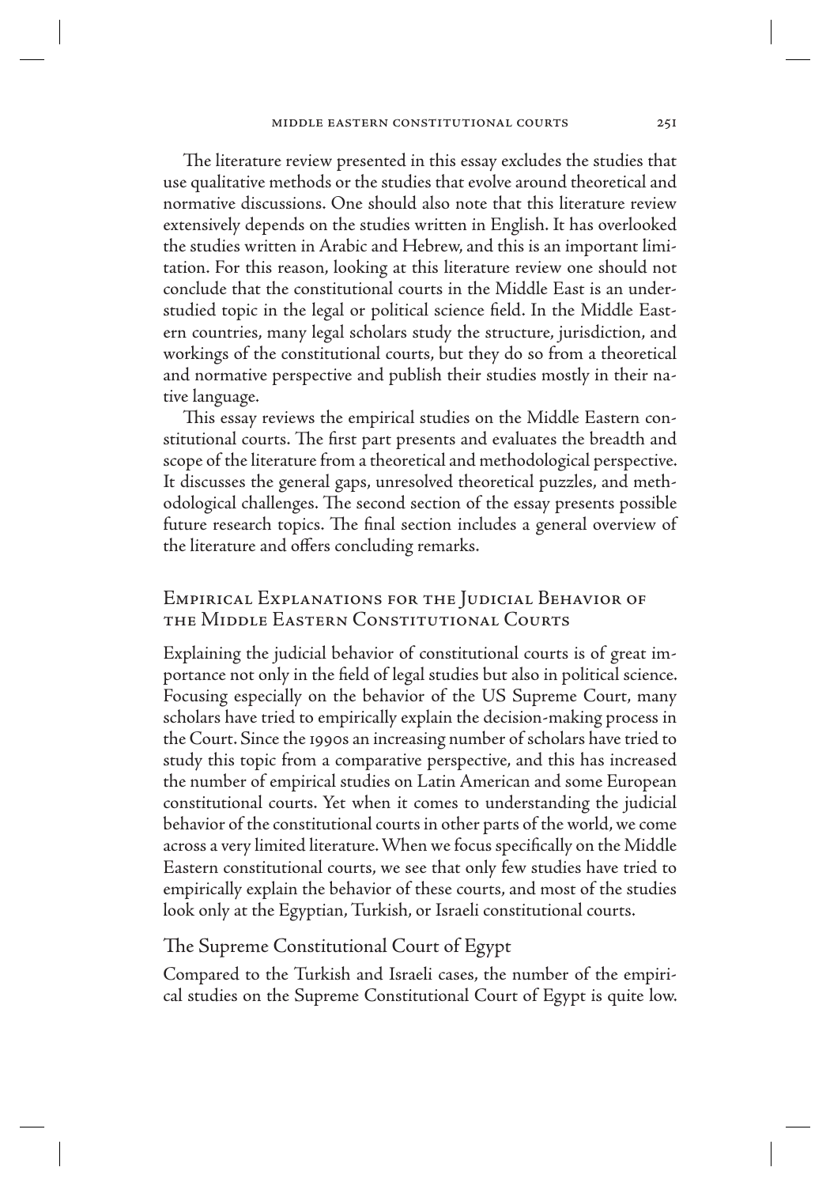The literature review presented in this essay excludes the studies that use qualitative methods or the studies that evolve around theoretical and normative discussions. One should also note that this literature review extensively depends on the studies written in English. It has overlooked the studies written in Arabic and Hebrew, and this is an important limitation. For this reason, looking at this literature review one should not conclude that the constitutional courts in the Middle East is an understudied topic in the legal or political science field. In the Middle Eastern countries, many legal scholars study the structure, jurisdiction, and workings of the constitutional courts, but they do so from a theoretical and normative perspective and publish their studies mostly in their native language.

This essay reviews the empirical studies on the Middle Eastern constitutional courts. The first part presents and evaluates the breadth and scope of the literature from a theoretical and methodological perspective. It discusses the general gaps, unresolved theoretical puzzles, and methodological challenges. The second section of the essay presents possible future research topics. The final section includes a general overview of the literature and offers concluding remarks.

## Empirical Explanations for the Judicial Behavior of the Middle Eastern Constitutional Courts

Explaining the judicial behavior of constitutional courts is of great importance not only in the field of legal studies but also in political science. Focusing especially on the behavior of the US Supreme Court, many scholars have tried to empirically explain the decision-making process in the Court. Since the 1990s an increasing number of scholars have tried to study this topic from a comparative perspective, and this has increased the number of empirical studies on Latin American and some European constitutional courts. Yet when it comes to understanding the judicial behavior of the constitutional courts in other parts of the world, we come across a very limited literature. When we focus specifically on the Middle Eastern constitutional courts, we see that only few studies have tried to empirically explain the behavior of these courts, and most of the studies look only at the Egyptian, Turkish, or Israeli constitutional courts.

### The Supreme Constitutional Court of Egypt

Compared to the Turkish and Israeli cases, the number of the empirical studies on the Supreme Constitutional Court of Egypt is quite low.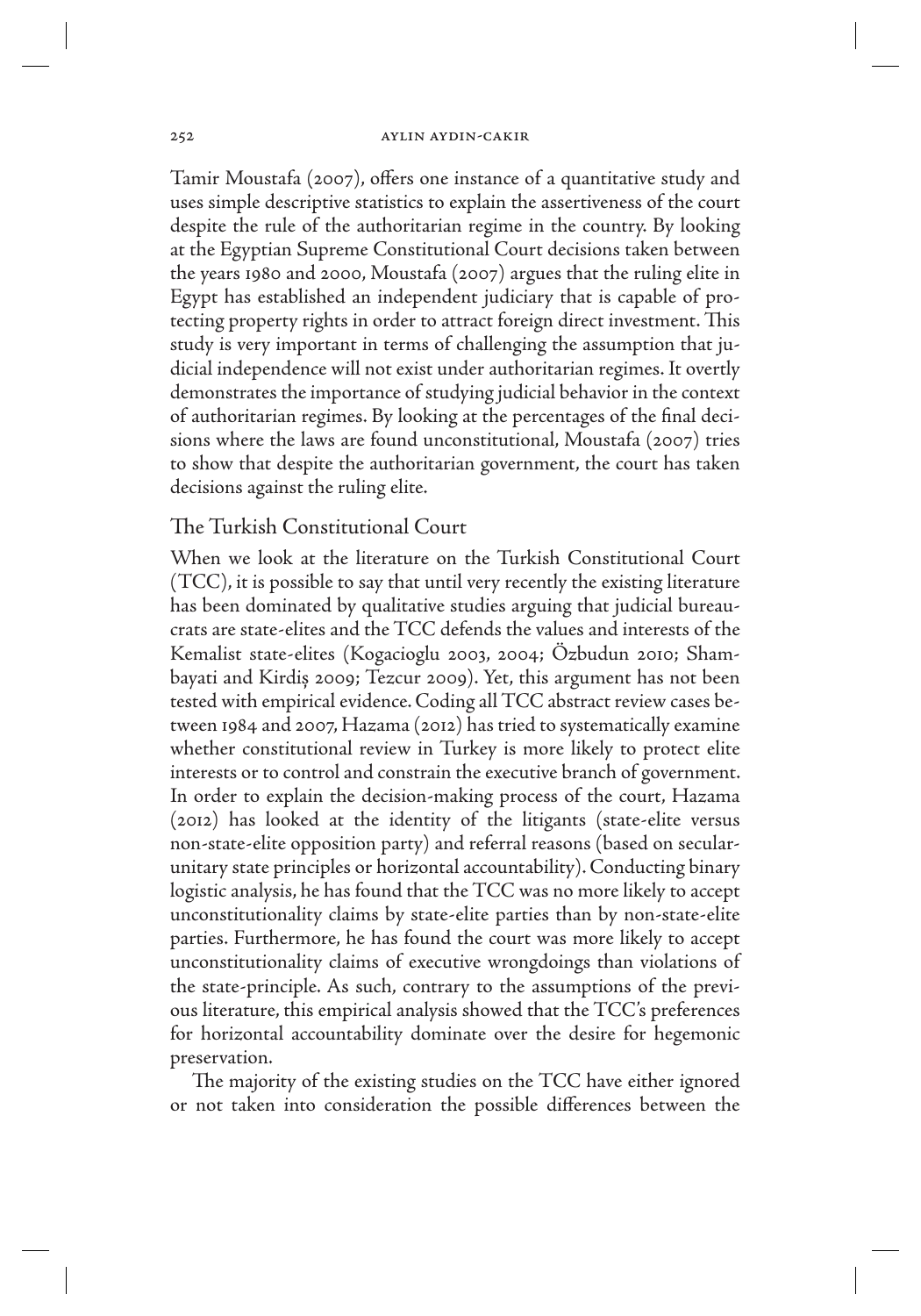Tamir Moustafa (2007), offers one instance of a quantitative study and uses simple descriptive statistics to explain the assertiveness of the court despite the rule of the authoritarian regime in the country. By looking at the Egyptian Supreme Constitutional Court decisions taken between the years 1980 and 2000, Moustafa (2007) argues that the ruling elite in Egypt has established an independent judiciary that is capable of protecting property rights in order to attract foreign direct investment. This study is very important in terms of challenging the assumption that judicial independence will not exist under authoritarian regimes. It overtly demonstrates the importance of studying judicial behavior in the context of authoritarian regimes. By looking at the percentages of the final decisions where the laws are found unconstitutional, Moustafa (2007) tries to show that despite the authoritarian government, the court has taken decisions against the ruling elite.

## The Turkish Constitutional Court

When we look at the literature on the Turkish Constitutional Court (TCC), it is possible to say that until very recently the existing literature has been dominated by qualitative studies arguing that judicial bureaucrats are state-elites and the TCC defends the values and interests of the Kemalist state-elites (Kogacioglu 2003, 2004; Özbudun 2010; Shambayati and Kirdiş 2009; Tezcur 2009). Yet, this argument has not been tested with empirical evidence. Coding all TCC abstract review cases between 1984 and 2007, Hazama (2012) has tried to systematically examine whether constitutional review in Turkey is more likely to protect elite interests or to control and constrain the executive branch of government. In order to explain the decision-making process of the court, Hazama (2012) has looked at the identity of the litigants (state-elite versus non-state-elite opposition party) and referral reasons (based on secular-unitary state principles or horizontal accountability). Conducting binary logistic analysis, he has found that the TCC was no more likely to accept unconstitutionality claims by state-elite parties than by non-state-elite parties. Furthermore, he has found the court was more likely to accept unconstitutionality claims of executive wrongdoings than violations of the state-principle. As such, contrary to the assumptions of the previous literature, this empirical analysis showed that the TCC's preferences for horizontal accountability dominate over the desire for hegemonic preservation.

The majority of the existing studies on the TCC have either ignored or not taken into consideration the possible differences between the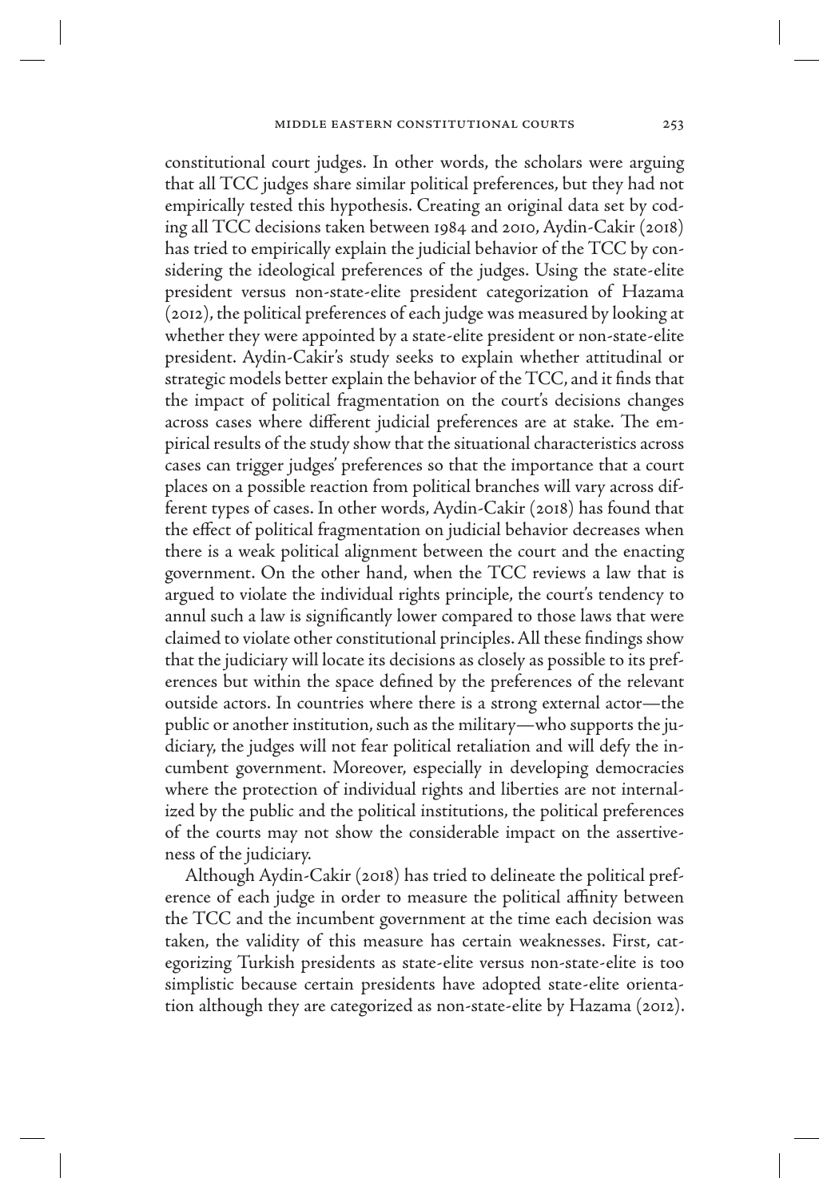constitutional court judges. In other words, the scholars were arguing that all TCC judges share similar political preferences, but they had not empirically tested this hypothesis. Creating an original data set by coding all TCC decisions taken between 1984 and 2010, Aydin-Cakir (2018) has tried to empirically explain the judicial behavior of the TCC by considering the ideological preferences of the judges. Using the state-elite president versus non-state-elite president categorization of Hazama (2012), the political preferences of each judge was measured by looking at whether they were appointed by a state-elite president or non-state-elite president. Aydin-Cakir's study seeks to explain whether attitudinal or strategic models better explain the behavior of the TCC, and it finds that the impact of political fragmentation on the court's decisions changes across cases where different judicial preferences are at stake. The empirical results of the study show that the situational characteristics across cases can trigger judges' preferences so that the importance that a court places on a possible reaction from political branches will vary across different types of cases. In other words, Aydin-Cakir (2018) has found that the effect of political fragmentation on judicial behavior decreases when there is a weak political alignment between the court and the enacting government. On the other hand, when the TCC reviews a law that is argued to violate the individual rights principle, the court's tendency to annul such a law is significantly lower compared to those laws that were claimed to violate other constitutional principles. All these findings show that the judiciary will locate its decisions as closely as possible to its preferences but within the space defined by the preferences of the relevant outside actors. In countries where there is a strong external actor—the public or another institution, such as the military—who supports the judiciary, the judges will not fear political retaliation and will defy the incumbent government. Moreover, especially in developing democracies where the protection of individual rights and liberties are not internalized by the public and the political institutions, the political preferences of the courts may not show the considerable impact on the assertiveness of the judiciary.

Although Aydin-Cakir (2018) has tried to delineate the political preference of each judge in order to measure the political affinity between the TCC and the incumbent government at the time each decision was taken, the validity of this measure has certain weaknesses. First, categorizing Turkish presidents as state-elite versus non-state-elite is too simplistic because certain presidents have adopted state-elite orientation although they are categorized as non-state-elite by Hazama (2012).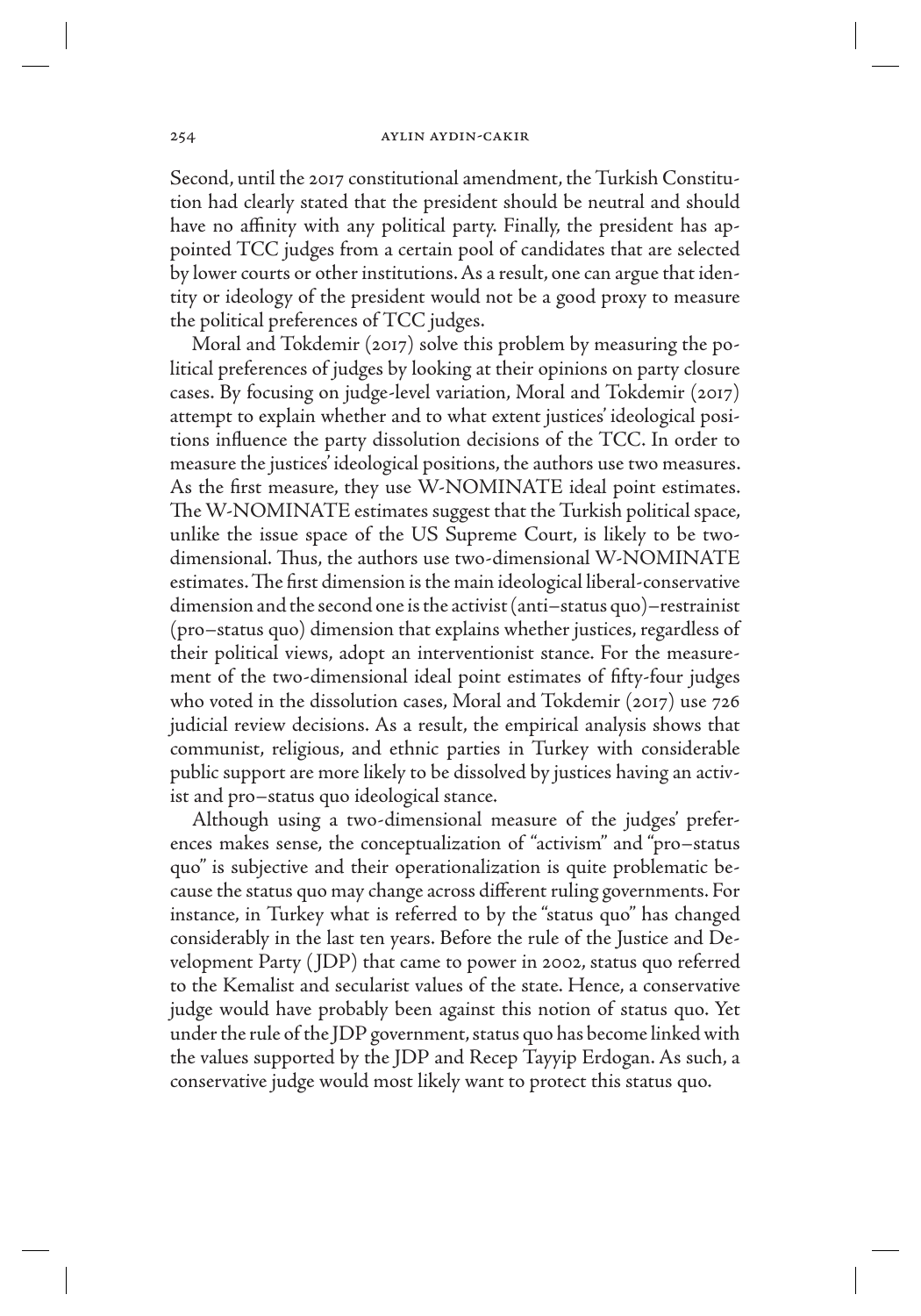Second, until the 2017 constitutional amendment, the Turkish Constitution had clearly stated that the president should be neutral and should have no affinity with any political party. Finally, the president has appointed TCC judges from a certain pool of candidates that are selected by lower courts or other institutions. As a result, one can argue that identity or ideology of the president would not be a good proxy to measure the political preferences of TCC judges.

Moral and Tokdemir (2017) solve this problem by measuring the political preferences of judges by looking at their opinions on party closure cases. By focusing on judge-level variation, Moral and Tokdemir (2017) attempt to explain whether and to what extent justices' ideological positions influence the party dissolution decisions of the TCC. In order to measure the justices' ideological positions, the authors use two measures. As the first measure, they use W-NOMINATE ideal point estimates. The W-NOMINATE estimates suggest that the Turkish political space, unlike the issue space of the US Supreme Court, is likely to be two-dimensional. Thus, the authors use two-dimensional W-NOMINATE estimates. The first dimension is the main ideological liberal-conservative dimension and the second one is the activist (anti–status quo)–restrainist (pro–status quo) dimension that explains whether justices, regardless of their political views, adopt an interventionist stance. For the measurement of the two-dimensional ideal point estimates of fifty-four judges who voted in the dissolution cases, Moral and Tokdemir (2017) use 726 judicial review decisions. As a result, the empirical analysis shows that communist, religious, and ethnic parties in Turkey with considerable public support are more likely to be dissolved by justices having an activist and pro–status quo ideological stance.

Although using a two-dimensional measure of the judges' preferences makes sense, the conceptualization of "activism" and "pro–status quo" is subjective and their operationalization is quite problematic because the status quo may change across different ruling governments. For instance, in Turkey what is referred to by the "status quo" has changed considerably in the last ten years. Before the rule of the Justice and Development Party (JDP) that came to power in 2002, status quo referred to the Kemalist and secularist values of the state. Hence, a conservative judge would have probably been against this notion of status quo. Yet under the rule of the JDP government, status quo has become linked with the values supported by the JDP and Recep Tayyip Erdogan. As such, a conservative judge would most likely want to protect this status quo.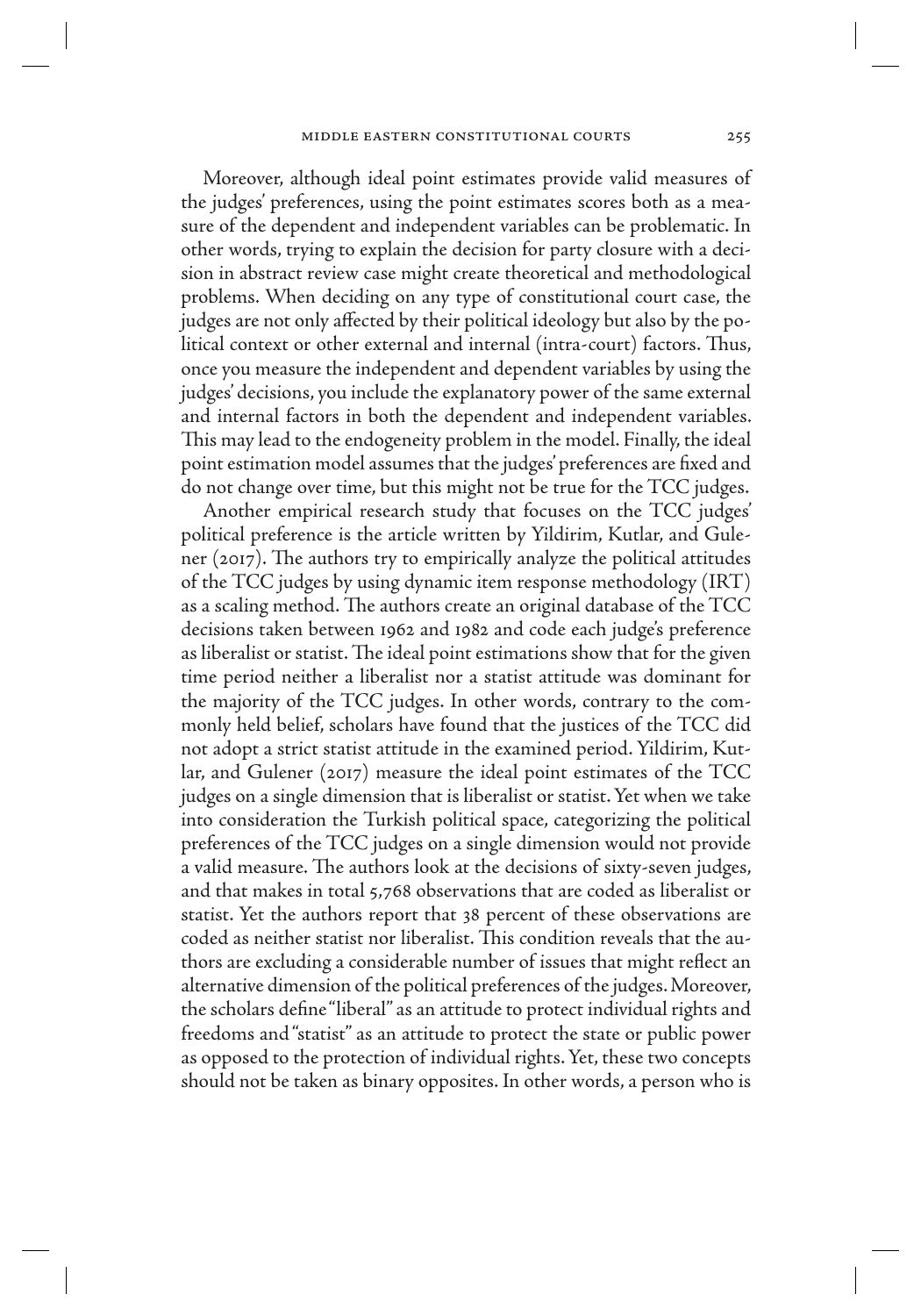Moreover, although ideal point estimates provide valid measures of the judges' preferences, using the point estimates scores both as a measure of the dependent and independent variables can be problematic. In other words, trying to explain the decision for party closure with a decision in abstract review case might create theoretical and methodological problems. When deciding on any type of constitutional court case, the judges are not only affected by their political ideology but also by the political context or other external and internal (intra-court) factors. Thus, once you measure the independent and dependent variables by using the judges' decisions, you include the explanatory power of the same external and internal factors in both the dependent and independent variables. This may lead to the endogeneity problem in the model. Finally, the ideal point estimation model assumes that the judges' preferences are fixed and do not change over time, but this might not be true for the TCC judges.

Another empirical research study that focuses on the TCC judges' political preference is the article written by Yildirim, Kutlar, and Gulener (2017). The authors try to empirically analyze the political attitudes of the TCC judges by using dynamic item response methodology (IRT) as a scaling method. The authors create an original database of the TCC decisions taken between 1962 and 1982 and code each judge's preference as liberalist or statist. The ideal point estimations show that for the given time period neither a liberalist nor a statist attitude was dominant for the majority of the TCC judges. In other words, contrary to the commonly held belief, scholars have found that the justices of the TCC did not adopt a strict statist attitude in the examined period. Yildirim, Kutlar, and Gulener (2017) measure the ideal point estimates of the TCC judges on a single dimension that is liberalist or statist. Yet when we take into consideration the Turkish political space, categorizing the political preferences of the TCC judges on a single dimension would not provide a valid measure. The authors look at the decisions of sixty-seven judges, and that makes in total 5,768 observations that are coded as liberalist or statist. Yet the authors report that 38 percent of these observations are coded as neither statist nor liberalist. This condition reveals that the authors are excluding a considerable number of issues that might reflect an alternative dimension of the political preferences of the judges. Moreover, the scholars define "liberal" as an attitude to protect individual rights and freedoms and "statist" as an attitude to protect the state or public power as opposed to the protection of individual rights. Yet, these two concepts should not be taken as binary opposites. In other words, a person who is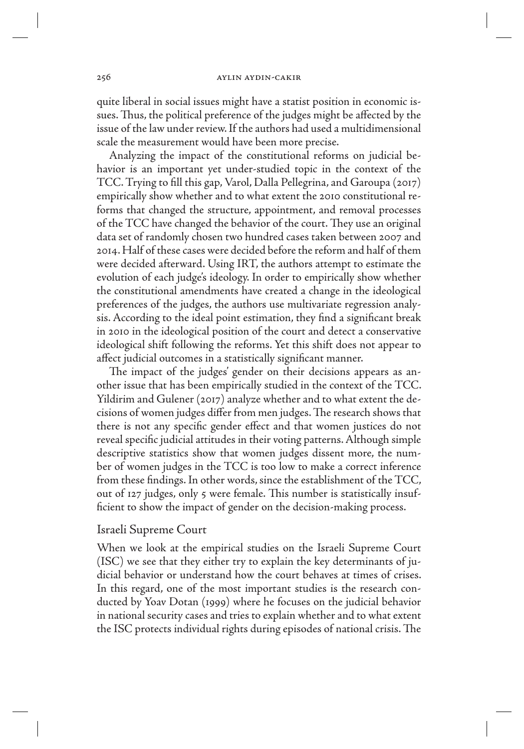quite liberal in social issues might have a statist position in economic issues. Thus, the political preference of the judges might be affected by the issue of the law under review. If the authors had used a multidimensional scale the measurement would have been more precise.

Analyzing the impact of the constitutional reforms on judicial behavior is an important yet under-studied topic in the context of the TCC. Trying to fill this gap, Varol, Dalla Pellegrina, and Garoupa (2017) empirically show whether and to what extent the 2010 constitutional reforms that changed the structure, appointment, and removal processes of the TCC have changed the behavior of the court. They use an original data set of randomly chosen two hundred cases taken between 2007 and 2014. Half of these cases were decided before the reform and half of them were decided afterward. Using IRT, the authors attempt to estimate the evolution of each judge's ideology. In order to empirically show whether the constitutional amendments have created a change in the ideological preferences of the judges, the authors use multivariate regression analysis. According to the ideal point estimation, they find a significant break in 2010 in the ideological position of the court and detect a conservative ideological shift following the reforms. Yet this shift does not appear to affect judicial outcomes in a statistically significant manner.

The impact of the judges' gender on their decisions appears as another issue that has been empirically studied in the context of the TCC. Yildirim and Gulener (2017) analyze whether and to what extent the decisions of women judges differ from men judges. The research shows that there is not any specific gender effect and that women justices do not reveal specific judicial attitudes in their voting patterns. Although simple descriptive statistics show that women judges dissent more, the number of women judges in the TCC is too low to make a correct inference from these findings. In other words, since the establishment of the TCC, out of 127 judges, only 5 were female. This number is statistically insufficient to show the impact of gender on the decision-making process.

## Israeli Supreme Court

When we look at the empirical studies on the Israeli Supreme Court (ISC) we see that they either try to explain the key determinants of judicial behavior or understand how the court behaves at times of crises. In this regard, one of the most important studies is the research conducted by Yoav Dotan (1999) where he focuses on the judicial behavior in national security cases and tries to explain whether and to what extent the ISC protects individual rights during episodes of national crisis. The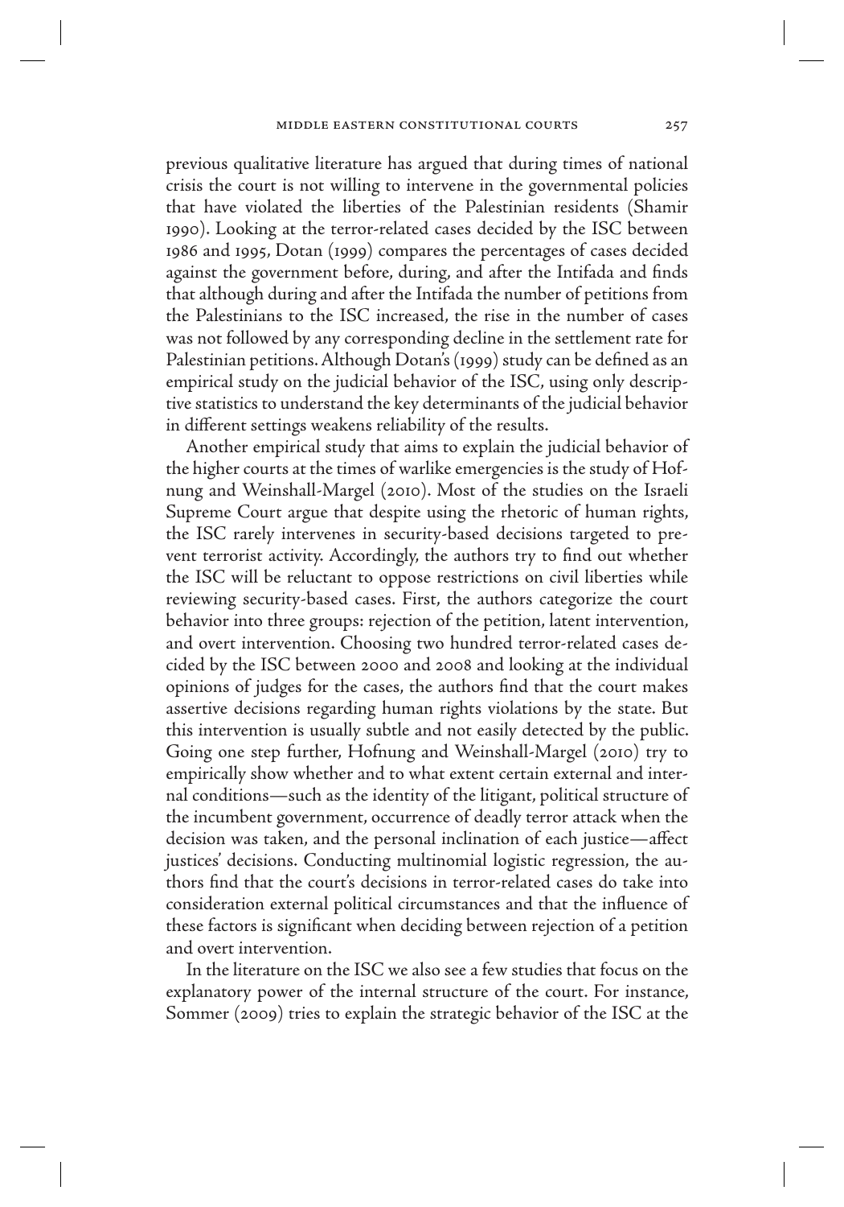previous qualitative literature has argued that during times of national crisis the court is not willing to intervene in the governmental policies that have violated the liberties of the Palestinian residents (Shamir 1990). Looking at the terror-related cases decided by the ISC between 1986 and 1995, Dotan (1999) compares the percentages of cases decided against the government before, during, and after the Intifada and finds that although during and after the Intifada the number of petitions from the Palestinians to the ISC increased, the rise in the number of cases was not followed by any corresponding decline in the settlement rate for Palestinian petitions. Although Dotan's (1999) study can be defined as an empirical study on the judicial behavior of the ISC, using only descriptive statistics to understand the key determinants of the judicial behavior in different settings weakens reliability of the results.

Another empirical study that aims to explain the judicial behavior of the higher courts at the times of warlike emergencies is the study of Hofnung and Weinshall-Margel (2010). Most of the studies on the Israeli Supreme Court argue that despite using the rhetoric of human rights, the ISC rarely intervenes in security-based decisions targeted to prevent terrorist activity. Accordingly, the authors try to find out whether the ISC will be reluctant to oppose restrictions on civil liberties while reviewing security-based cases. First, the authors categorize the court behavior into three groups: rejection of the petition, latent intervention, and overt intervention. Choosing two hundred terror-related cases decided by the ISC between 2000 and 2008 and looking at the individual opinions of judges for the cases, the authors find that the court makes assertive decisions regarding human rights violations by the state. But this intervention is usually subtle and not easily detected by the public. Going one step further, Hofnung and Weinshall-Margel (2010) try to empirically show whether and to what extent certain external and internal conditions—such as the identity of the litigant, political structure of the incumbent government, occurrence of deadly terror attack when the decision was taken, and the personal inclination of each justice—affect justices' decisions. Conducting multinomial logistic regression, the authors find that the court's decisions in terror-related cases do take into consideration external political circumstances and that the influence of these factors is significant when deciding between rejection of a petition and overt intervention.

In the literature on the ISC we also see a few studies that focus on the explanatory power of the internal structure of the court. For instance, Sommer (2009) tries to explain the strategic behavior of the ISC at the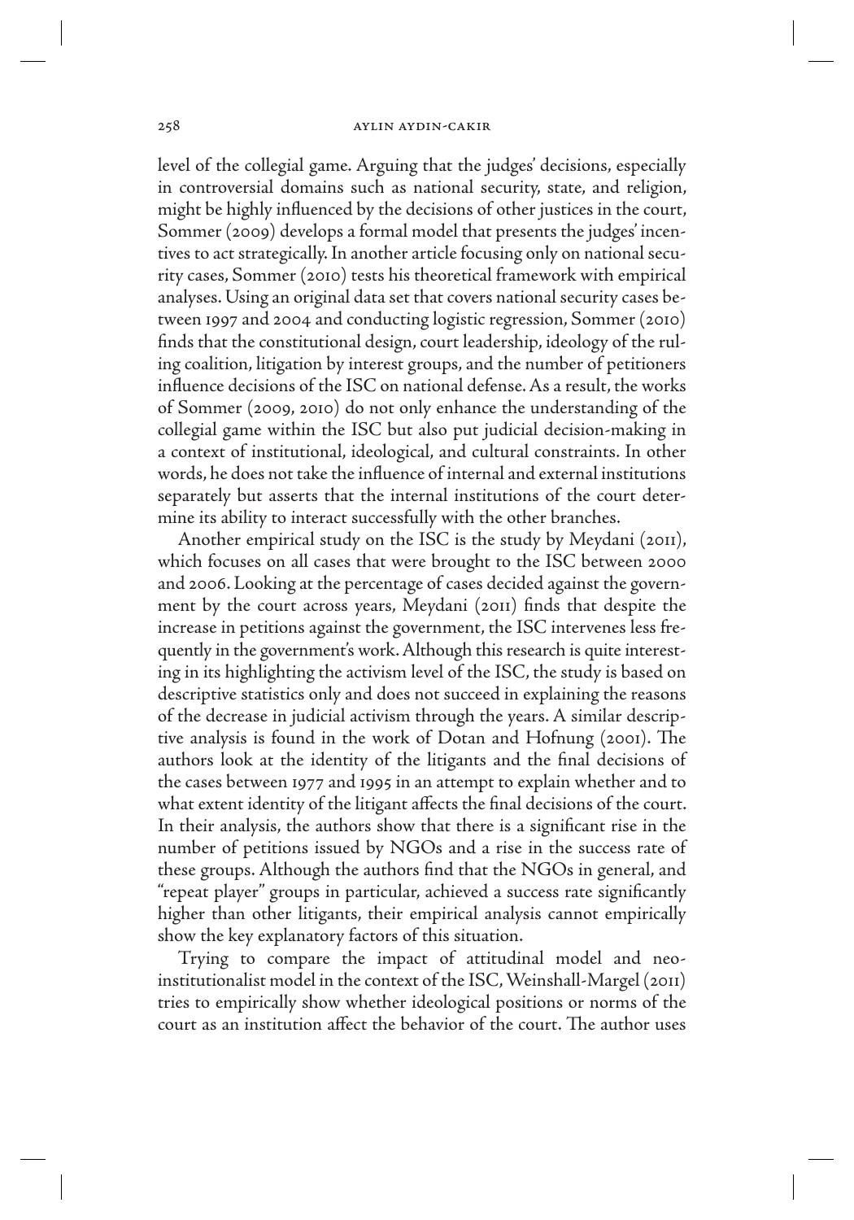level of the collegial game. Arguing that the judges' decisions, especially in controversial domains such as national security, state, and religion, might be highly influenced by the decisions of other justices in the court, Sommer (2009) develops a formal model that presents the judges' incentives to act strategically. In another article focusing only on national security cases, Sommer (2010) tests his theoretical framework with empirical analyses. Using an original data set that covers national security cases between 1997 and 2004 and conducting logistic regression, Sommer (2010) finds that the constitutional design, court leadership, ideology of the ruling coalition, litigation by interest groups, and the number of petitioners influence decisions of the ISC on national defense. As a result, the works of Sommer (2009, 2010) do not only enhance the understanding of the collegial game within the ISC but also put judicial decision-making in a context of institutional, ideological, and cultural constraints. In other words, he does not take the influence of internal and external institutions separately but asserts that the internal institutions of the court determine its ability to interact successfully with the other branches.

Another empirical study on the ISC is the study by Meydani (2011), which focuses on all cases that were brought to the ISC between 2000 and 2006. Looking at the percentage of cases decided against the government by the court across years, Meydani (2011) finds that despite the increase in petitions against the government, the ISC intervenes less frequently in the government's work. Although this research is quite interesting in its highlighting the activism level of the ISC, the study is based on descriptive statistics only and does not succeed in explaining the reasons of the decrease in judicial activism through the years. A similar descriptive analysis is found in the work of Dotan and Hofnung (2001). The authors look at the identity of the litigants and the final decisions of the cases between 1977 and 1995 in an attempt to explain whether and to what extent identity of the litigant affects the final decisions of the court. In their analysis, the authors show that there is a significant rise in the number of petitions issued by NGOs and a rise in the success rate of these groups. Although the authors find that the NGOs in general, and "repeat player" groups in particular, achieved a success rate significantly higher than other litigants, their empirical analysis cannot empirically show the key explanatory factors of this situation.

Trying to compare the impact of attitudinal model and neo-institutionalist model in the context of the ISC, Weinshall-Margel (2011) tries to empirically show whether ideological positions or norms of the court as an institution affect the behavior of the court. The author uses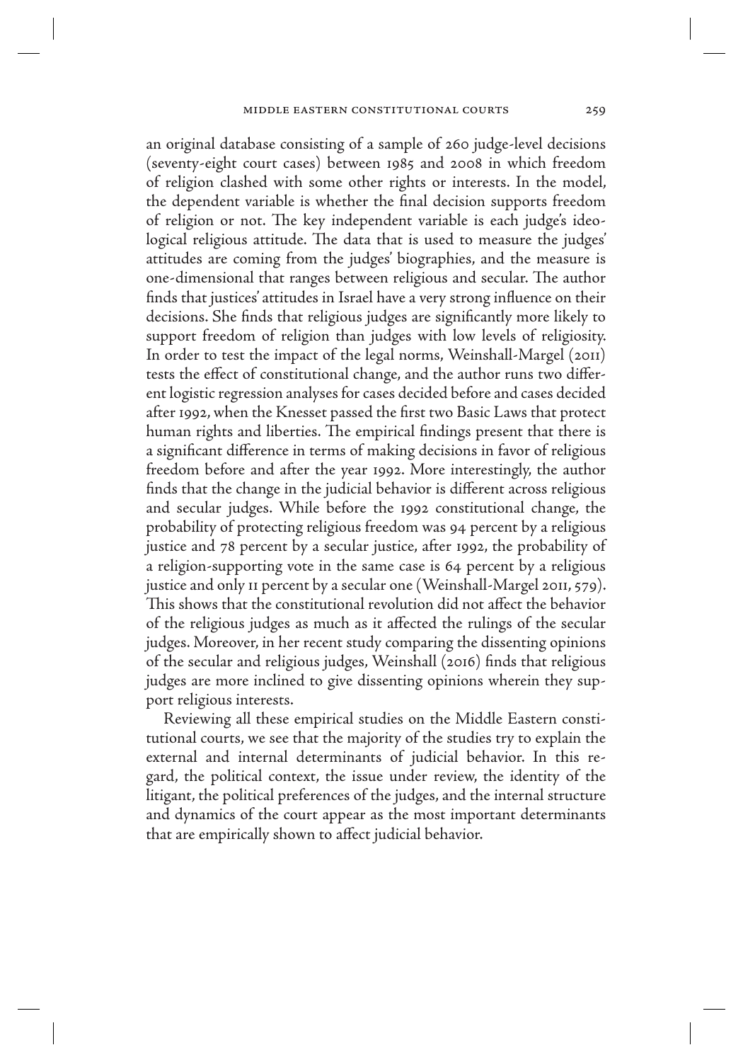an original database consisting of a sample of 260 judge-level decisions (seventy-eight court cases) between 1985 and 2008 in which freedom of religion clashed with some other rights or interests. In the model, the dependent variable is whether the final decision supports freedom of religion or not. The key independent variable is each judge's ideological religious attitude. The data that is used to measure the judges' attitudes are coming from the judges' biographies, and the measure is one-dimensional that ranges between religious and secular. The author finds that justices' attitudes in Israel have a very strong influence on their decisions. She finds that religious judges are significantly more likely to support freedom of religion than judges with low levels of religiosity. In order to test the impact of the legal norms, Weinshall-Margel (2011) tests the effect of constitutional change, and the author runs two different logistic regression analyses for cases decided before and cases decided after 1992, when the Knesset passed the first two Basic Laws that protect human rights and liberties. The empirical findings present that there is a significant difference in terms of making decisions in favor of religious freedom before and after the year 1992. More interestingly, the author finds that the change in the judicial behavior is different across religious and secular judges. While before the 1992 constitutional change, the probability of protecting religious freedom was 94 percent by a religious justice and 78 percent by a secular justice, after 1992, the probability of a religion-supporting vote in the same case is 64 percent by a religious justice and only 11 percent by a secular one (Weinshall-Margel 2011, 579). This shows that the constitutional revolution did not affect the behavior of the religious judges as much as it affected the rulings of the secular judges. Moreover, in her recent study comparing the dissenting opinions of the secular and religious judges, Weinshall (2016) finds that religious judges are more inclined to give dissenting opinions wherein they support religious interests.

Reviewing all these empirical studies on the Middle Eastern constitutional courts, we see that the majority of the studies try to explain the external and internal determinants of judicial behavior. In this regard, the political context, the issue under review, the identity of the litigant, the political preferences of the judges, and the internal structure and dynamics of the court appear as the most important determinants that are empirically shown to affect judicial behavior.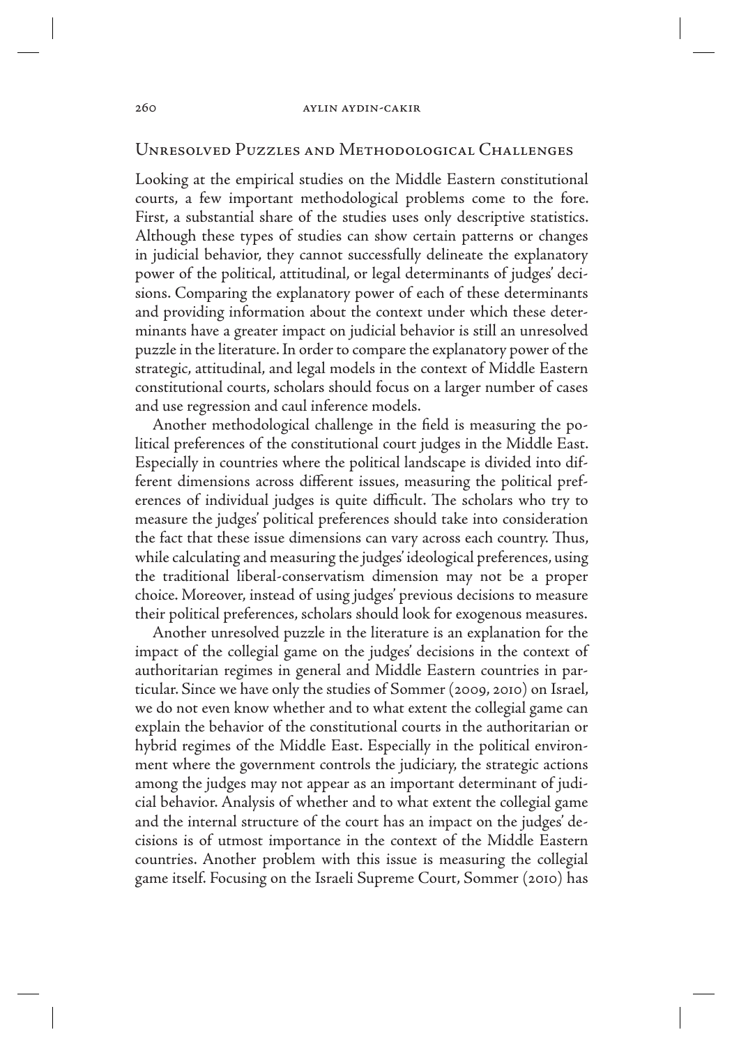## Unresolved Puzzles and Methodological Challenges

Looking at the empirical studies on the Middle Eastern constitutional courts, a few important methodological problems come to the fore. First, a substantial share of the studies uses only descriptive statistics. Although these types of studies can show certain patterns or changes in judicial behavior, they cannot successfully delineate the explanatory power of the political, attitudinal, or legal determinants of judges' decisions. Comparing the explanatory power of each of these determinants and providing information about the context under which these determinants have a greater impact on judicial behavior is still an unresolved puzzle in the literature. In order to compare the explanatory power of the strategic, attitudinal, and legal models in the context of Middle Eastern constitutional courts, scholars should focus on a larger number of cases and use regression and caul inference models.

Another methodological challenge in the field is measuring the political preferences of the constitutional court judges in the Middle East. Especially in countries where the political landscape is divided into different dimensions across different issues, measuring the political preferences of individual judges is quite difficult. The scholars who try to measure the judges' political preferences should take into consideration the fact that these issue dimensions can vary across each country. Thus, while calculating and measuring the judges' ideological preferences, using the traditional liberal-conservatism dimension may not be a proper choice. Moreover, instead of using judges' previous decisions to measure their political preferences, scholars should look for exogenous measures.

Another unresolved puzzle in the literature is an explanation for the impact of the collegial game on the judges' decisions in the context of authoritarian regimes in general and Middle Eastern countries in particular. Since we have only the studies of Sommer (2009, 2010) on Israel, we do not even know whether and to what extent the collegial game can explain the behavior of the constitutional courts in the authoritarian or hybrid regimes of the Middle East. Especially in the political environment where the government controls the judiciary, the strategic actions among the judges may not appear as an important determinant of judicial behavior. Analysis of whether and to what extent the collegial game and the internal structure of the court has an impact on the judges' decisions is of utmost importance in the context of the Middle Eastern countries. Another problem with this issue is measuring the collegial game itself. Focusing on the Israeli Supreme Court, Sommer (2010) has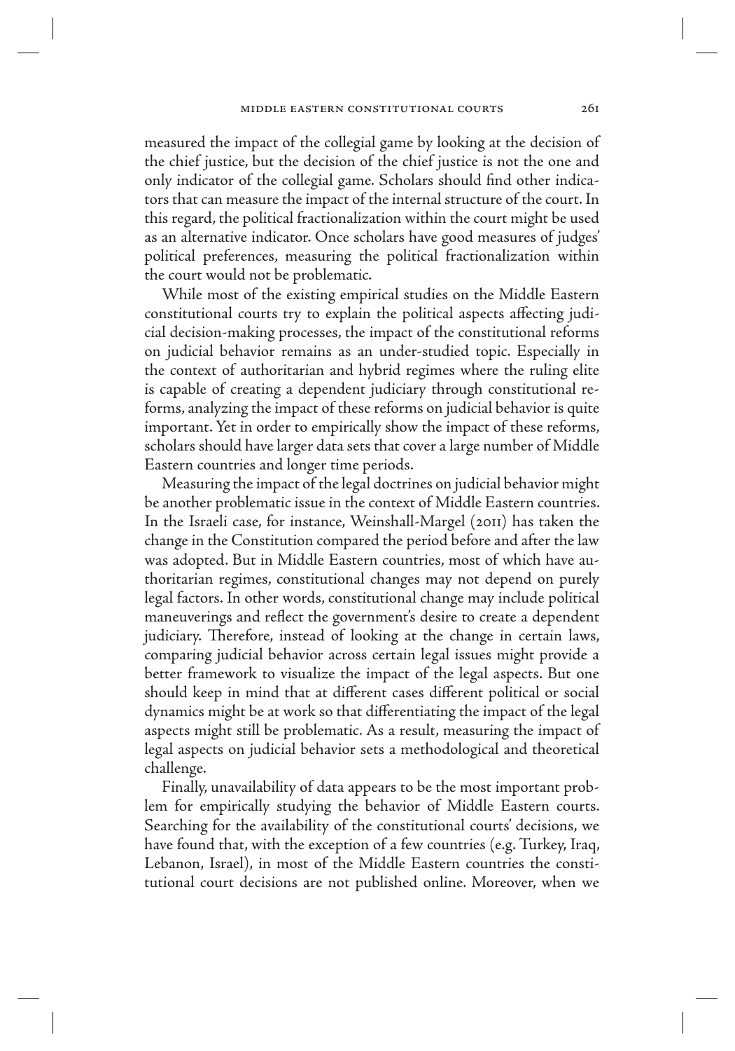measured the impact of the collegial game by looking at the decision of the chief justice, but the decision of the chief justice is not the one and only indicator of the collegial game. Scholars should find other indicators that can measure the impact of the internal structure of the court. In this regard, the political fractionalization within the court might be used as an alternative indicator. Once scholars have good measures of judges' political preferences, measuring the political fractionalization within the court would not be problematic.

While most of the existing empirical studies on the Middle Eastern constitutional courts try to explain the political aspects affecting judicial decision-making processes, the impact of the constitutional reforms on judicial behavior remains as an under-studied topic. Especially in the context of authoritarian and hybrid regimes where the ruling elite is capable of creating a dependent judiciary through constitutional reforms, analyzing the impact of these reforms on judicial behavior is quite important. Yet in order to empirically show the impact of these reforms, scholars should have larger data sets that cover a large number of Middle Eastern countries and longer time periods.

Measuring the impact of the legal doctrines on judicial behavior might be another problematic issue in the context of Middle Eastern countries. In the Israeli case, for instance, Weinshall-Margel (2011) has taken the change in the Constitution compared the period before and after the law was adopted. But in Middle Eastern countries, most of which have authoritarian regimes, constitutional changes may not depend on purely legal factors. In other words, constitutional change may include political maneuverings and reflect the government's desire to create a dependent judiciary. Therefore, instead of looking at the change in certain laws, comparing judicial behavior across certain legal issues might provide a better framework to visualize the impact of the legal aspects. But one should keep in mind that at different cases different political or social dynamics might be at work so that differentiating the impact of the legal aspects might still be problematic. As a result, measuring the impact of legal aspects on judicial behavior sets a methodological and theoretical challenge.

Finally, unavailability of data appears to be the most important problem for empirically studying the behavior of Middle Eastern courts. Searching for the availability of the constitutional courts' decisions, we have found that, with the exception of a few countries (e.g. Turkey, Iraq, Lebanon, Israel), in most of the Middle Eastern countries the constitutional court decisions are not published online. Moreover, when we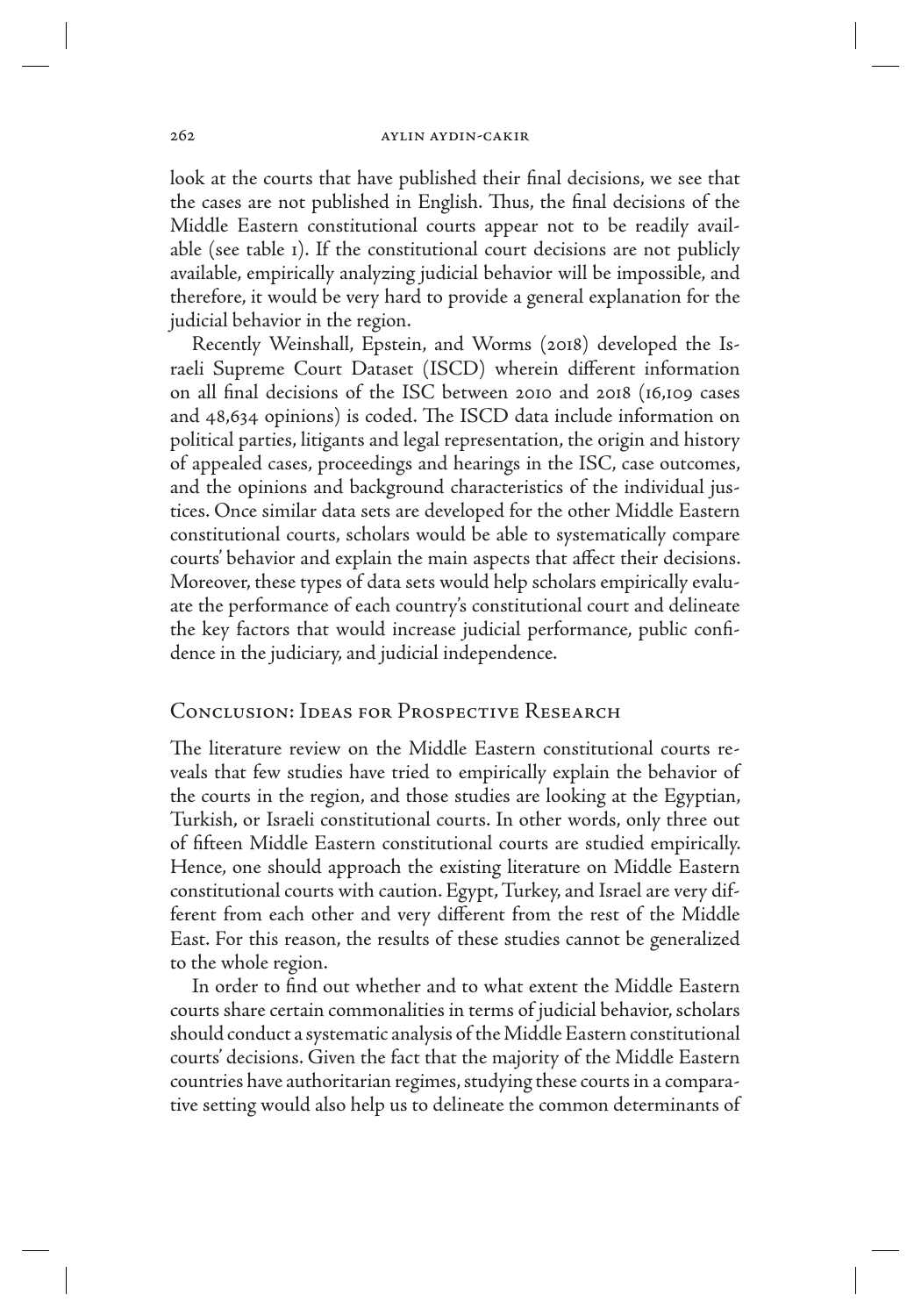look at the courts that have published their final decisions, we see that the cases are not published in English. Thus, the final decisions of the Middle Eastern constitutional courts appear not to be readily available (see table 1). If the constitutional court decisions are not publicly available, empirically analyzing judicial behavior will be impossible, and therefore, it would be very hard to provide a general explanation for the judicial behavior in the region.

Recently Weinshall, Epstein, and Worms (2018) developed the Israeli Supreme Court Dataset (ISCD) wherein different information on all final decisions of the ISC between 2010 and 2018 (16,109 cases and 48,634 opinions) is coded. The ISCD data include information on political parties, litigants and legal representation, the origin and history of appealed cases, proceedings and hearings in the ISC, case outcomes, and the opinions and background characteristics of the individual justices. Once similar data sets are developed for the other Middle Eastern constitutional courts, scholars would be able to systematically compare courts' behavior and explain the main aspects that affect their decisions. Moreover, these types of data sets would help scholars empirically evaluate the performance of each country's constitutional court and delineate the key factors that would increase judicial performance, public confidence in the judiciary, and judicial independence.

## Conclusion: Ideas for Prospective Research

The literature review on the Middle Eastern constitutional courts reveals that few studies have tried to empirically explain the behavior of the courts in the region, and those studies are looking at the Egyptian, Turkish, or Israeli constitutional courts. In other words, only three out of fifteen Middle Eastern constitutional courts are studied empirically. Hence, one should approach the existing literature on Middle Eastern constitutional courts with caution. Egypt, Turkey, and Israel are very different from each other and very different from the rest of the Middle East. For this reason, the results of these studies cannot be generalized to the whole region.

In order to find out whether and to what extent the Middle Eastern courts share certain commonalities in terms of judicial behavior, scholars should conduct a systematic analysis of the Middle Eastern constitutional courts' decisions. Given the fact that the majority of the Middle Eastern countries have authoritarian regimes, studying these courts in a comparative setting would also help us to delineate the common determinants of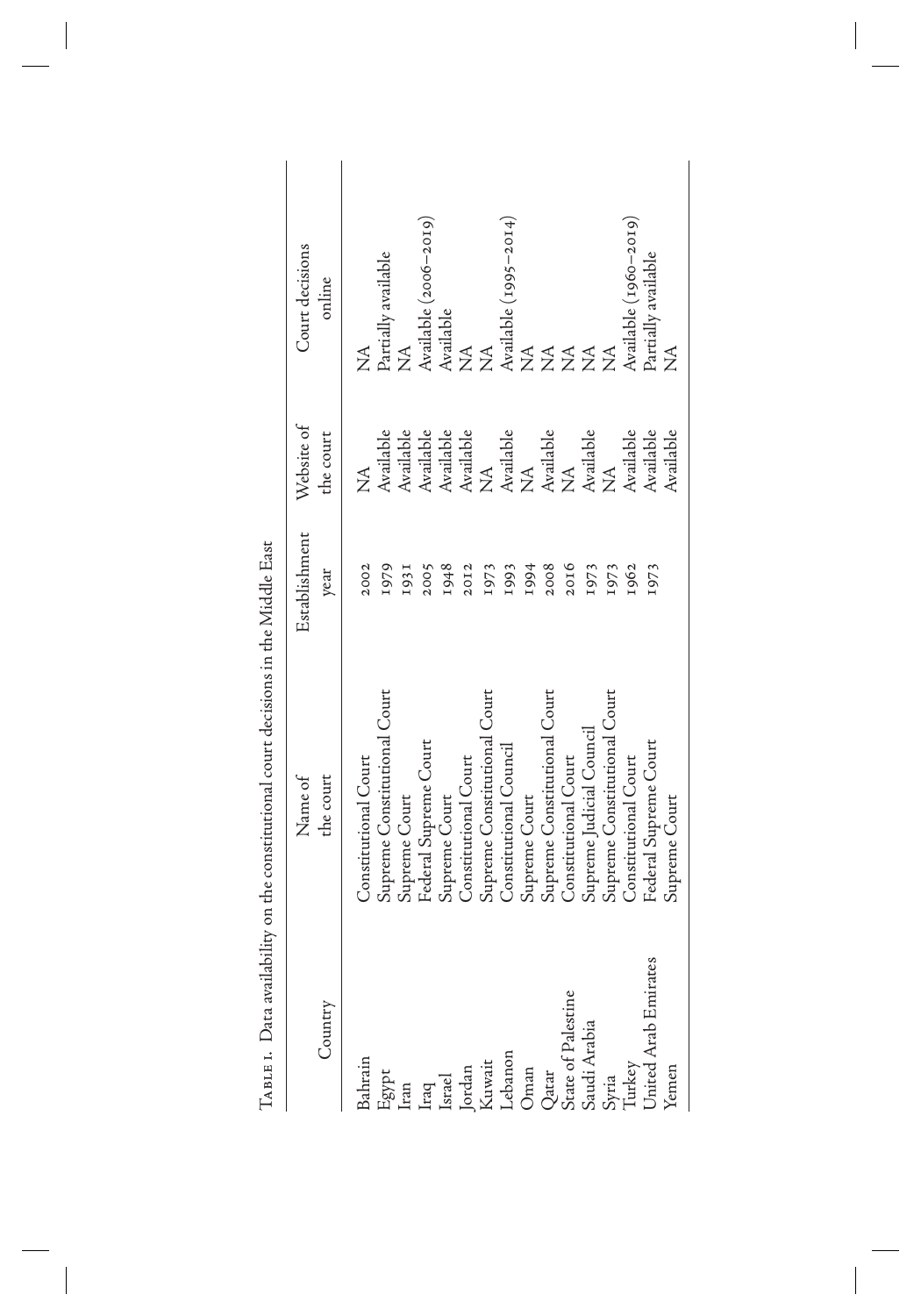Table 1. Data availability on the constitutional court decisions in the Middle East

| Country | Name of the court | Establishment year | Website of the court | Court decisions online |
|---|---|---|---|---|
| Bahrain | Constitutional Court | 2002 | NA | NA |
| Egypt | Supreme Constitutional Court | 1979 | Available | Partially available |
| Iran | Supreme Court | 1931 | Available | NA |
| Iraq | Federal Supreme Court | 2005 | Available | Available (2006–2019) |
| Israel | Supreme Court | 1948 | Available | Available |
| Jordan | Constitutional Court | 2012 | Available | NA |
| Kuwait | Supreme Constitutional Court | 1973 | NA | NA |
| Lebanon | Constitutional Council | 1993 | Available | Available (1995–2014) |
| Oman | Supreme Court | 1994 | NA | NA |
| Qatar | Supreme Constitutional Court | 2008 | Available | NA |
| State of Palestine | Constitutional Court | 2016 | NA | NA |
| Saudi Arabia | Supreme Judicial Council | 1973 | Available | NA |
| Syria | Supreme Constitutional Court | 1973 | NA | NA |
| Turkey | Constitutional Court | 1962 | Available | Available (1960–2019) |
| United Arab Emirates | Federal Supreme Court | 1973 | Available | Partially available |
| Yemen | Supreme Court | | Available | NA |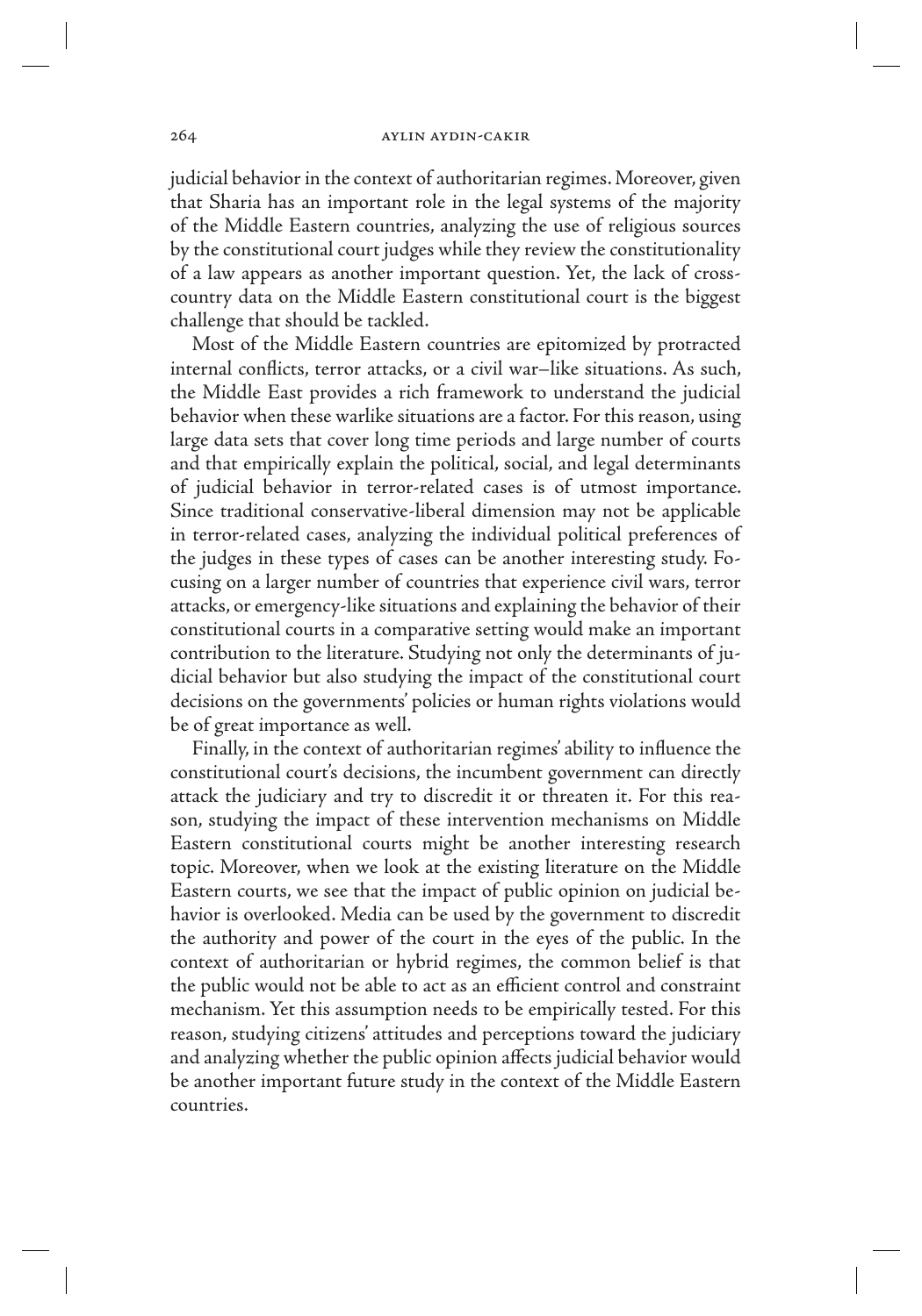judicial behavior in the context of authoritarian regimes. Moreover, given that Sharia has an important role in the legal systems of the majority of the Middle Eastern countries, analyzing the use of religious sources by the constitutional court judges while they review the constitutionality of a law appears as another important question. Yet, the lack of cross-country data on the Middle Eastern constitutional court is the biggest challenge that should be tackled.

Most of the Middle Eastern countries are epitomized by protracted internal conflicts, terror attacks, or a civil war–like situations. As such, the Middle East provides a rich framework to understand the judicial behavior when these warlike situations are a factor. For this reason, using large data sets that cover long time periods and large number of courts and that empirically explain the political, social, and legal determinants of judicial behavior in terror-related cases is of utmost importance. Since traditional conservative-liberal dimension may not be applicable in terror-related cases, analyzing the individual political preferences of the judges in these types of cases can be another interesting study. Focusing on a larger number of countries that experience civil wars, terror attacks, or emergency-like situations and explaining the behavior of their constitutional courts in a comparative setting would make an important contribution to the literature. Studying not only the determinants of judicial behavior but also studying the impact of the constitutional court decisions on the governments' policies or human rights violations would be of great importance as well.

Finally, in the context of authoritarian regimes' ability to influence the constitutional court's decisions, the incumbent government can directly attack the judiciary and try to discredit it or threaten it. For this reason, studying the impact of these intervention mechanisms on Middle Eastern constitutional courts might be another interesting research topic. Moreover, when we look at the existing literature on the Middle Eastern courts, we see that the impact of public opinion on judicial behavior is overlooked. Media can be used by the government to discredit the authority and power of the court in the eyes of the public. In the context of authoritarian or hybrid regimes, the common belief is that the public would not be able to act as an efficient control and constraint mechanism. Yet this assumption needs to be empirically tested. For this reason, studying citizens' attitudes and perceptions toward the judiciary and analyzing whether the public opinion affects judicial behavior would be another important future study in the context of the Middle Eastern countries.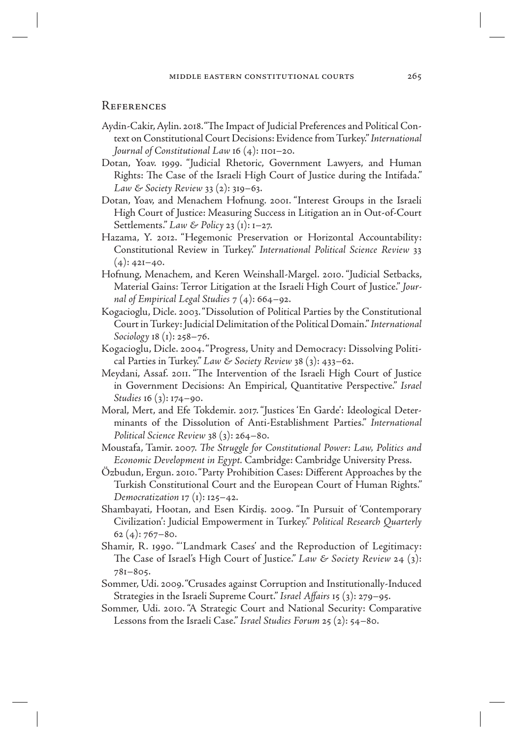## References

Aydin-Cakir, Aylin. 2018. "The Impact of Judicial Preferences and Political Context on Constitutional Court Decisions: Evidence from Turkey." *International Journal of Constitutional Law* 16 (4): 1101–20.

Dotan, Yoav. 1999. "Judicial Rhetoric, Government Lawyers, and Human Rights: The Case of the Israeli High Court of Justice during the Intifada." *Law & Society Review* 33 (2): 319–63.

Dotan, Yoav, and Menachem Hofnung. 2001. "Interest Groups in the Israeli High Court of Justice: Measuring Success in Litigation an in Out-of-Court Settlements." *Law & Policy* 23 (1): 1–27.

Hazama, Y. 2012. "Hegemonic Preservation or Horizontal Accountability: Constitutional Review in Turkey." *International Political Science Review* 33 (4): 421–40.

Hofnung, Menachem, and Keren Weinshall-Margel. 2010. "Judicial Setbacks, Material Gains: Terror Litigation at the Israeli High Court of Justice." *Journal of Empirical Legal Studies* 7 (4): 664–92.

Kogacioglu, Dicle. 2003. "Dissolution of Political Parties by the Constitutional Court in Turkey: Judicial Delimitation of the Political Domain." *International Sociology* 18 (1): 258–76.

Kogacioglu, Dicle. 2004. "Progress, Unity and Democracy: Dissolving Political Parties in Turkey." *Law & Society Review* 38 (3): 433–62.

Meydani, Assaf. 2011. "The Intervention of the Israeli High Court of Justice in Government Decisions: An Empirical, Quantitative Perspective." *Israel Studies* 16 (3): 174–90.

Moral, Mert, and Efe Tokdemir. 2017. "Justices 'En Garde': Ideological Determinants of the Dissolution of Anti-Establishment Parties." *International Political Science Review* 38 (3): 264–80.

Moustafa, Tamir. 2007. *The Struggle for Constitutional Power: Law, Politics and Economic Development in Egypt.* Cambridge: Cambridge University Press.

Özbudun, Ergun. 2010. "Party Prohibition Cases: Different Approaches by the Turkish Constitutional Court and the European Court of Human Rights." *Democratization* 17 (1): 125–42.

Shambayati, Hootan, and Esen Kirdiş. 2009. "In Pursuit of 'Contemporary Civilization': Judicial Empowerment in Turkey." *Political Research Quarterly* 62 (4): 767–80.

Shamir, R. 1990. "'Landmark Cases' and the Reproduction of Legitimacy: The Case of Israel's High Court of Justice." *Law & Society Review* 24 (3): 781–805.

Sommer, Udi. 2009. "Crusades against Corruption and Institutionally-Induced Strategies in the Israeli Supreme Court." *Israel Affairs* 15 (3): 279–95.

Sommer, Udi. 2010. "A Strategic Court and National Security: Comparative Lessons from the Israeli Case." *Israel Studies Forum* 25 (2): 54–80.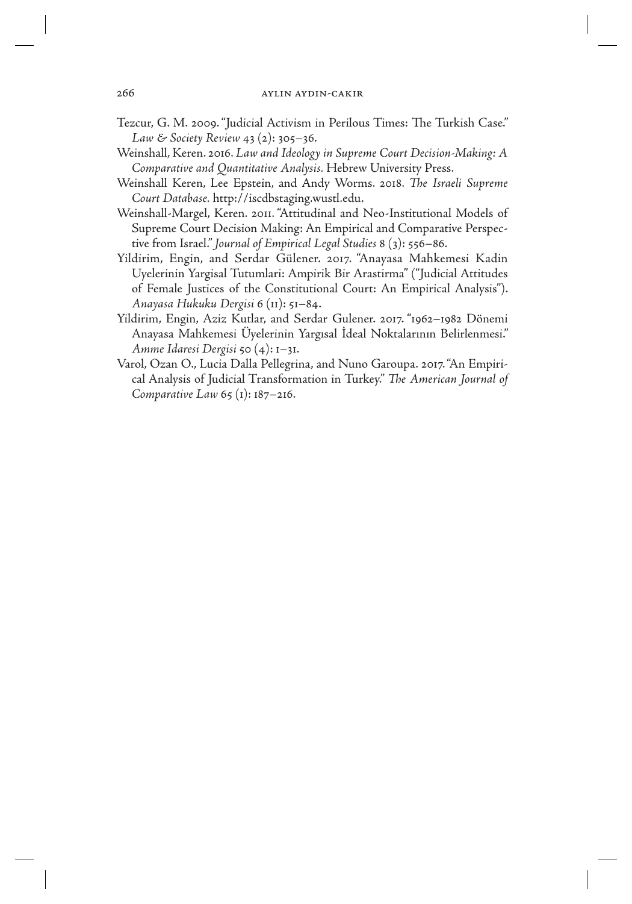Tezcur, G. M. 2009. "Judicial Activism in Perilous Times: The Turkish Case." *Law & Society Review* 43 (2): 305–36.

Weinshall, Keren. 2016. *Law and Ideology in Supreme Court Decision-Making: A Comparative and Quantitative Analysis*. Hebrew University Press.

Weinshall Keren, Lee Epstein, and Andy Worms. 2018. *The Israeli Supreme Court Database*. http://iscdbstaging.wustl.edu.

Weinshall-Margel, Keren. 2011. "Attitudinal and Neo-Institutional Models of Supreme Court Decision Making: An Empirical and Comparative Perspective from Israel." *Journal of Empirical Legal Studies* 8 (3): 556–86.

Yildirim, Engin, and Serdar Gülener. 2017. "Anayasa Mahkemesi Kadin Uyelerinin Yargisal Tutumlari: Ampirik Bir Arastirma" ("Judicial Attitudes of Female Justices of the Constitutional Court: An Empirical Analysis"). *Anayasa Hukuku Dergisi* 6 (11): 51–84.

Yildirim, Engin, Aziz Kutlar, and Serdar Gulener. 2017. "1962–1982 Dönemi Anayasa Mahkemesi Üyelerinin Yargısal İdeal Noktalarının Belirlenmesi." *Amme Idaresi Dergisi* 50 (4): 1–31.

Varol, Ozan O., Lucia Dalla Pellegrina, and Nuno Garoupa. 2017. "An Empirical Analysis of Judicial Transformation in Turkey." *The American Journal of Comparative Law* 65 (1): 187–216.